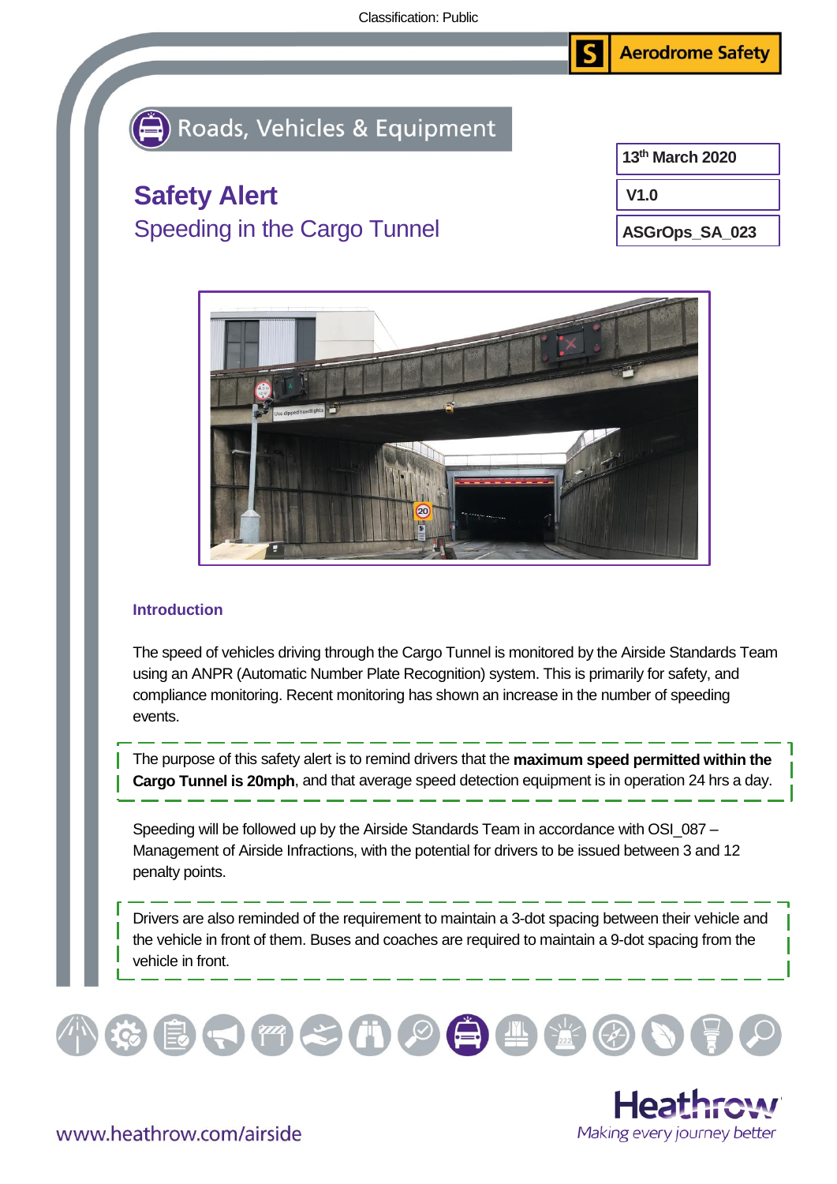Classification: Public

Aerodrome Safety

Roads, Vehicles & Equipment

13th March 2020

V1.0

ASGrOps_SA_023

# Safety Alert

## Speeding in the Cargo Tunnel

### Introduction

The speed of vehicles driving through the Cargo Tunnel is monitored by the Airside Standards Team using an ANPR (Automatic Number Plate Recognition) system. This is primarily for safety, and compliance monitoring. Recent monitoring has shown an increase in the number of speeding events.

The purpose of this safety alert is to remind drivers that the **maximum speed permitted within the Cargo Tunnel is 20mph**, and that average speed detection equipment is in operation 24 hrs a day.

Speeding will be followed up by the Airside Standards Team in accordance with OSI_087 – Management of Airside Infractions, with the potential for drivers to be issued between 3 and 12 penalty points.

Drivers are also reminded of the requirement to maintain a 3-dot spacing between their vehicle and the vehicle in front of them. Buses and coaches are required to maintain a 9-dot spacing from the vehicle in front.

www.heathrow.com/airside

Heathrow
Making every journey better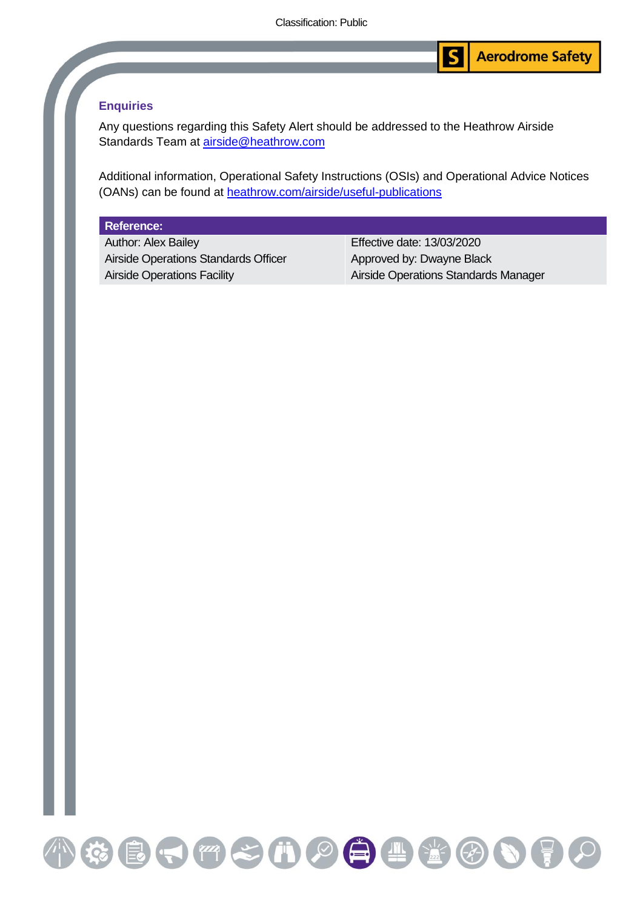## Enquiries

Any questions regarding this Safety Alert should be addressed to the Heathrow Airside Standards Team at airside@heathrow.com

Additional information, Operational Safety Instructions (OSIs) and Operational Advice Notices (OANs) can be found at heathrow.com/airside/useful-publications

| Reference: | |
|---|---|
| Author: Alex Bailey<br>Airside Operations Standards Officer<br>Airside Operations Facility | Effective date: 13/03/2020<br>Approved by: Dwayne Black<br>Airside Operations Standards Manager |